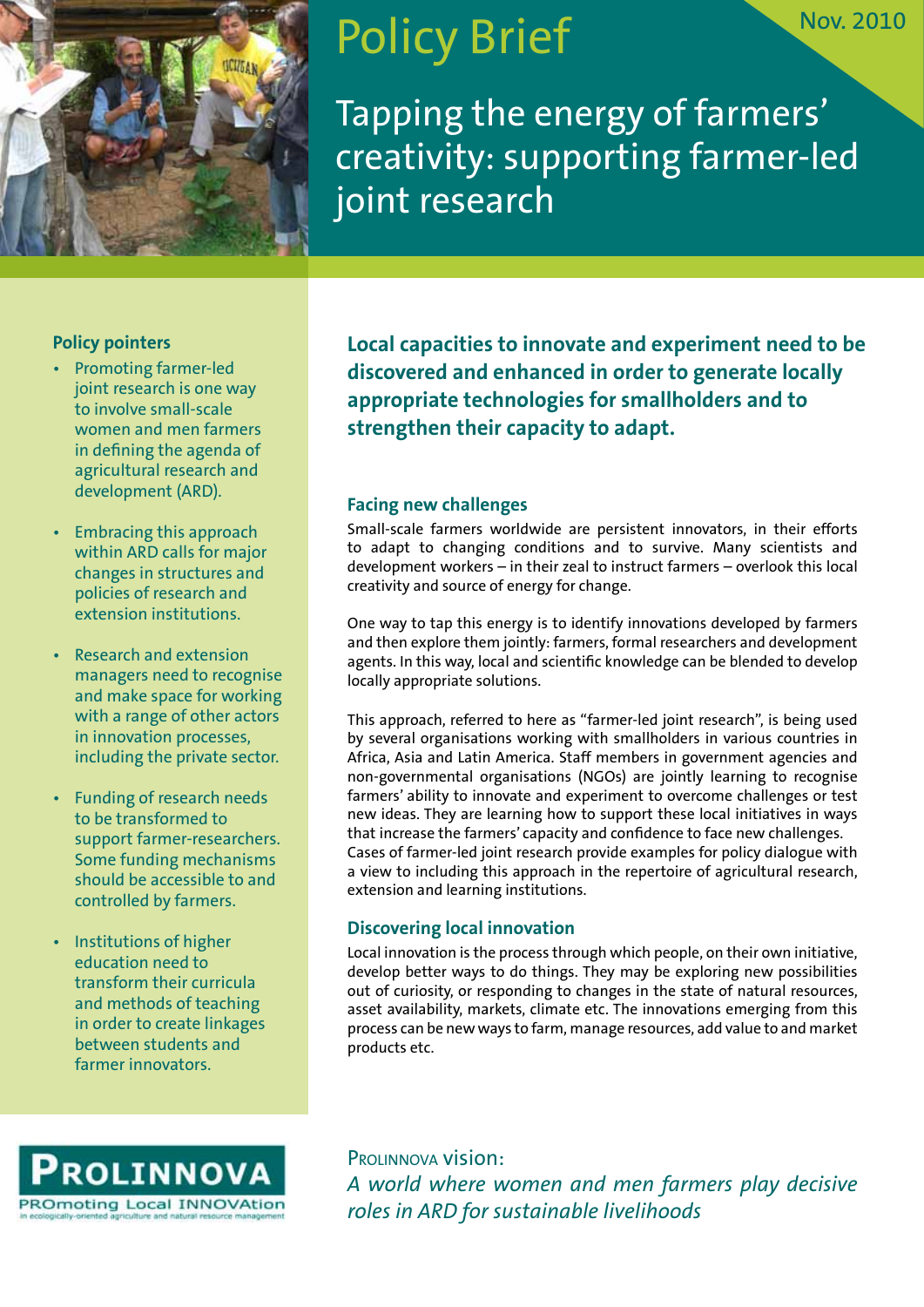# Policy Brief

Nov. 2010

## Tapping the energy of farmers' creativity: supporting farmer-led joint research

### Policy pointers

- Promoting farmer-led joint research is one way to involve small-scale women and men farmers in defining the agenda of agricultural research and development (ARD).
- Embracing this approach within ARD calls for major changes in structures and policies of research and extension institutions.
- Research and extension managers need to recognise and make space for working with a range of other actors in innovation processes, including the private sector.
- Funding of research needs to be transformed to support farmer-researchers. Some funding mechanisms should be accessible to and controlled by farmers.
- Institutions of higher education need to transform their curricula and methods of teaching in order to create linkages between students and farmer innovators.

**Local capacities to innovate and experiment need to be discovered and enhanced in order to generate locally appropriate technologies for smallholders and to strengthen their capacity to adapt.**

### Facing new challenges

Small-scale farmers worldwide are persistent innovators, in their efforts to adapt to changing conditions and to survive. Many scientists and development workers – in their zeal to instruct farmers – overlook this local creativity and source of energy for change.

One way to tap this energy is to identify innovations developed by farmers and then explore them jointly: farmers, formal researchers and development agents. In this way, local and scientific knowledge can be blended to develop locally appropriate solutions.

This approach, referred to here as "farmer-led joint research", is being used by several organisations working with smallholders in various countries in Africa, Asia and Latin America. Staff members in government agencies and non-governmental organisations (NGOs) are jointly learning to recognise farmers' ability to innovate and experiment to overcome challenges or test new ideas. They are learning how to support these local initiatives in ways that increase the farmers' capacity and confidence to face new challenges. Cases of farmer-led joint research provide examples for policy dialogue with a view to including this approach in the repertoire of agricultural research, extension and learning institutions.

### Discovering local innovation

Local innovation is the process through which people, on their own initiative, develop better ways to do things. They may be exploring new possibilities out of curiosity, or responding to changes in the state of natural resources, asset availability, markets, climate etc. The innovations emerging from this process can be new ways to farm, manage resources, add value to and market products etc.

PROLINNOVA
PROmoting Local INNOVAtion in ecologically-oriented agriculture and natural resource management

PROLINNOVA vision:
*A world where women and men farmers play decisive roles in ARD for sustainable livelihoods*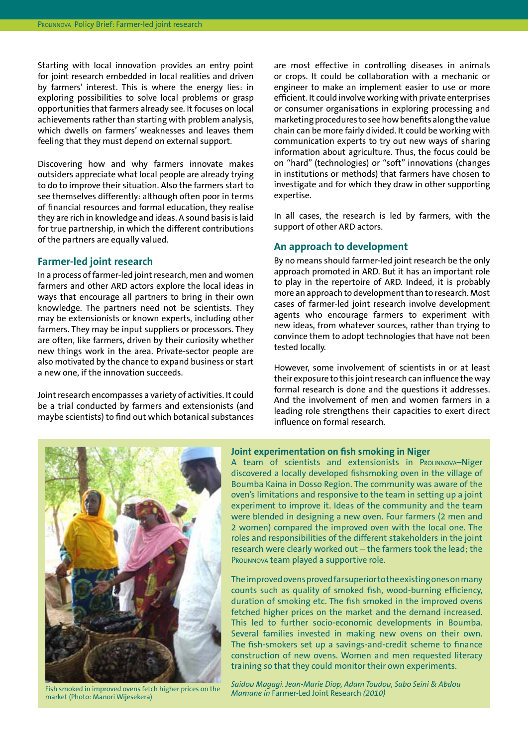Starting with local innovation provides an entry point for joint research embedded in local realities and driven by farmers' interest. This is where the energy lies: in exploring possibilities to solve local problems or grasp opportunities that farmers already see. It focuses on local achievements rather than starting with problem analysis, which dwells on farmers' weaknesses and leaves them feeling that they must depend on external support.

Discovering how and why farmers innovate makes outsiders appreciate what local people are already trying to do to improve their situation. Also the farmers start to see themselves differently: although often poor in terms of financial resources and formal education, they realise they are rich in knowledge and ideas. A sound basis is laid for true partnership, in which the different contributions of the partners are equally valued.

## Farmer-led joint research

In a process of farmer-led joint research, men and women farmers and other ARD actors explore the local ideas in ways that encourage all partners to bring in their own knowledge. The partners need not be scientists. They may be extensionists or known experts, including other farmers. They may be input suppliers or processors. They are often, like farmers, driven by their curiosity whether new things work in the area. Private-sector people are also motivated by the chance to expand business or start a new one, if the innovation succeeds.

Joint research encompasses a variety of activities. It could be a trial conducted by farmers and extensionists (and maybe scientists) to find out which botanical substances are most effective in controlling diseases in animals or crops. It could be collaboration with a mechanic or engineer to make an implement easier to use or more efficient. It could involve working with private enterprises or consumer organisations in exploring processing and marketing procedures to see how benefits along the value chain can be more fairly divided. It could be working with communication experts to try out new ways of sharing information about agriculture. Thus, the focus could be on "hard" (technologies) or "soft" innovations (changes in institutions or methods) that farmers have chosen to investigate and for which they draw in other supporting expertise.

In all cases, the research is led by farmers, with the support of other ARD actors.

## An approach to development

By no means should farmer-led joint research be the only approach promoted in ARD. But it has an important role to play in the repertoire of ARD. Indeed, it is probably more an approach to development than to research. Most cases of farmer-led joint research involve development agents who encourage farmers to experiment with new ideas, from whatever sources, rather than trying to convince them to adopt technologies that have not been tested locally.

However, some involvement of scientists in or at least their exposure to this joint research can influence the way formal research is done and the questions it addresses. And the involvement of men and women farmers in a leading role strengthens their capacities to exert direct influence on formal research.

### Joint experimentation on fish smoking in Niger

A team of scientists and extensionists in Prolinnova–Niger discovered a locally developed fishsmoking oven in the village of Boumba Kaina in Dosso Region. The community was aware of the oven's limitations and responsive to the team in setting up a joint experiment to improve it. Ideas of the community and the team were blended in designing a new oven. Four farmers (2 men and 2 women) compared the improved oven with the local one. The roles and responsibilities of the different stakeholders in the joint research were clearly worked out – the farmers took the lead; the Prolinnova team played a supportive role.

The improved ovens proved far superior to the existing ones on many counts such as quality of smoked fish, wood-burning efficiency, duration of smoking etc. The fish smoked in the improved ovens fetched higher prices on the market and the demand increased. This led to further socio-economic developments in Boumba. Several families invested in making new ovens on their own. The fish-smokers set up a savings-and-credit scheme to finance construction of new ovens. Women and men requested literacy training so that they could monitor their own experiments.

*Saidou Magagi. Jean-Marie Diop, Adam Toudou, Sabo Seini & Abdou Mamane in* Farmer-Led Joint Research *(2010)*

Fish smoked in improved ovens fetch higher prices on the market (Photo: Manori Wijesekera)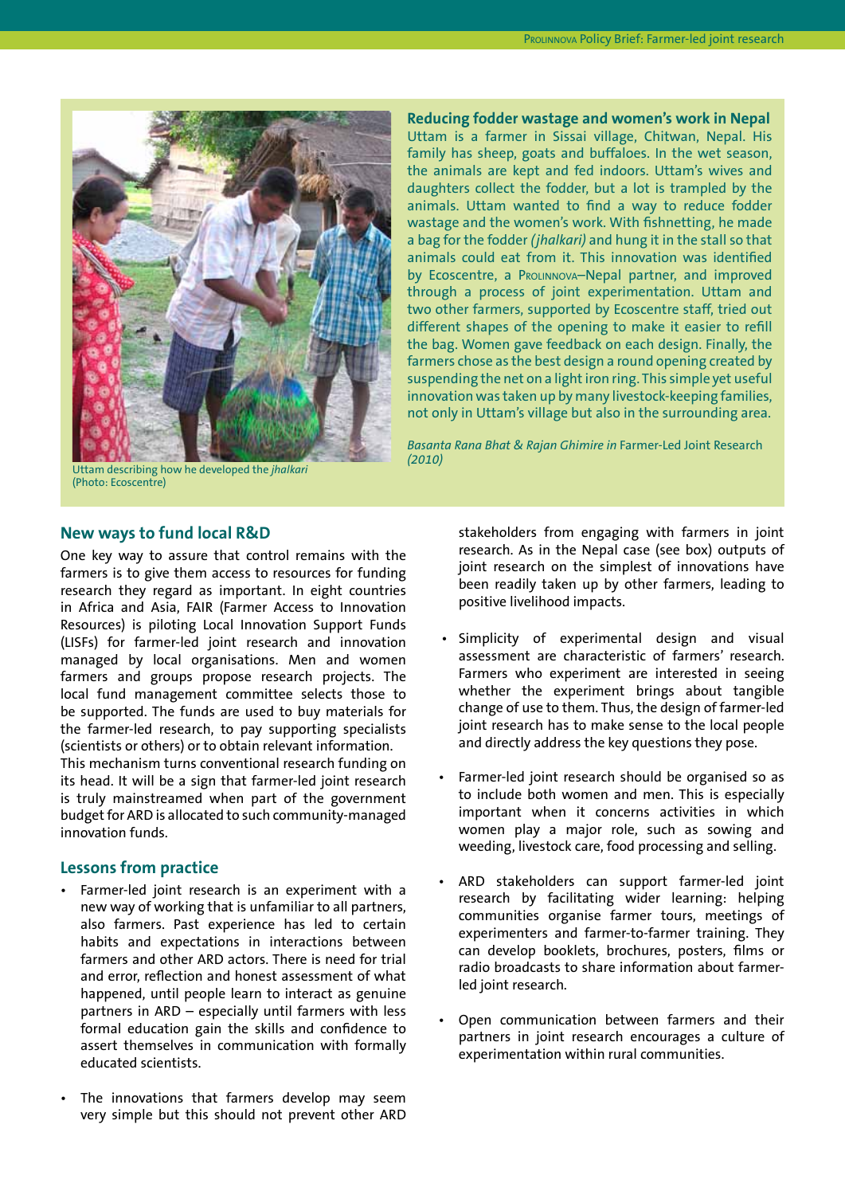Uttam describing how he developed the *jhalkari* (Photo: Ecoscentre)

**Reducing fodder wastage and women's work in Nepal**

Uttam is a farmer in Sissai village, Chitwan, Nepal. His family has sheep, goats and buffaloes. In the wet season, the animals are kept and fed indoors. Uttam's wives and daughters collect the fodder, but a lot is trampled by the animals. Uttam wanted to find a way to reduce fodder wastage and the women's work. With fishnetting, he made a bag for the fodder *(jhalkari)* and hung it in the stall so that animals could eat from it. This innovation was identified by Ecoscentre, a Prolinnova–Nepal partner, and improved through a process of joint experimentation. Uttam and two other farmers, supported by Ecoscentre staff, tried out different shapes of the opening to make it easier to refill the bag. Women gave feedback on each design. Finally, the farmers chose as the best design a round opening created by suspending the net on a light iron ring. This simple yet useful innovation was taken up by many livestock-keeping families, not only in Uttam's village but also in the surrounding area.

*Basanta Rana Bhat & Rajan Ghimire in* Farmer-Led Joint Research *(2010)*

## New ways to fund local R&D

One key way to assure that control remains with the farmers is to give them access to resources for funding research they regard as important. In eight countries in Africa and Asia, FAIR (Farmer Access to Innovation Resources) is piloting Local Innovation Support Funds (LISFs) for farmer-led joint research and innovation managed by local organisations. Men and women farmers and groups propose research projects. The local fund management committee selects those to be supported. The funds are used to buy materials for the farmer-led research, to pay supporting specialists (scientists or others) or to obtain relevant information.
This mechanism turns conventional research funding on its head. It will be a sign that farmer-led joint research is truly mainstreamed when part of the government budget for ARD is allocated to such community-managed innovation funds.

## Lessons from practice

- Farmer-led joint research is an experiment with a new way of working that is unfamiliar to all partners, also farmers. Past experience has led to certain habits and expectations in interactions between farmers and other ARD actors. There is need for trial and error, reflection and honest assessment of what happened, until people learn to interact as genuine partners in ARD – especially until farmers with less formal education gain the skills and confidence to assert themselves in communication with formally educated scientists.

- The innovations that farmers develop may seem very simple but this should not prevent other ARD stakeholders from engaging with farmers in joint research. As in the Nepal case (see box) outputs of joint research on the simplest of innovations have been readily taken up by other farmers, leading to positive livelihood impacts.

- Simplicity of experimental design and visual assessment are characteristic of farmers' research. Farmers who experiment are interested in seeing whether the experiment brings about tangible change of use to them. Thus, the design of farmer-led joint research has to make sense to the local people and directly address the key questions they pose.

- Farmer-led joint research should be organised so as to include both women and men. This is especially important when it concerns activities in which women play a major role, such as sowing and weeding, livestock care, food processing and selling.

- ARD stakeholders can support farmer-led joint research by facilitating wider learning: helping communities organise farmer tours, meetings of experimenters and farmer-to-farmer training. They can develop booklets, brochures, posters, films or radio broadcasts to share information about farmer-led joint research.

- Open communication between farmers and their partners in joint research encourages a culture of experimentation within rural communities.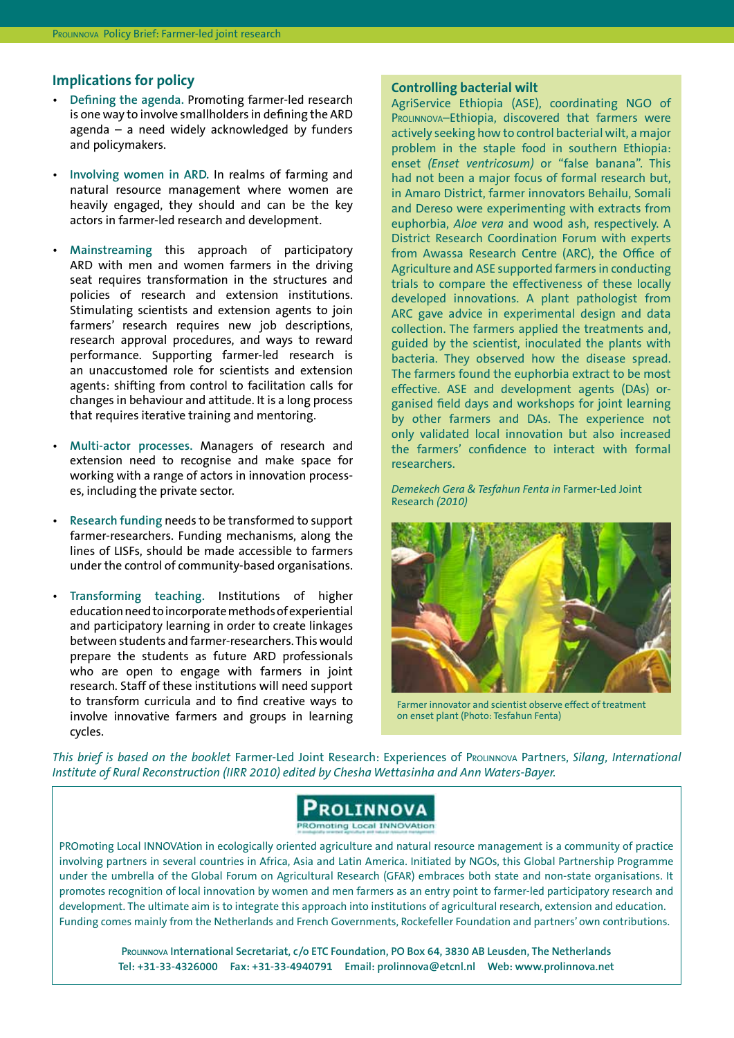## Implications for policy

- **Defining the agenda.** Promoting farmer-led research is one way to involve smallholders in defining the ARD agenda – a need widely acknowledged by funders and policymakers.
- **Involving women in ARD.** In realms of farming and natural resource management where women are heavily engaged, they should and can be the key actors in farmer-led research and development.
- **Mainstreaming** this approach of participatory ARD with men and women farmers in the driving seat requires transformation in the structures and policies of research and extension institutions. Stimulating scientists and extension agents to join farmers' research requires new job descriptions, research approval procedures, and ways to reward performance. Supporting farmer-led research is an unaccustomed role for scientists and extension agents: shifting from control to facilitation calls for changes in behaviour and attitude. It is a long process that requires iterative training and mentoring.
- **Multi-actor processes.** Managers of research and extension need to recognise and make space for working with a range of actors in innovation processes, including the private sector.
- **Research funding** needs to be transformed to support farmer-researchers. Funding mechanisms, along the lines of LISFs, should be made accessible to farmers under the control of community-based organisations.
- **Transforming teaching.** Institutions of higher education need to incorporate methods of experiential and participatory learning in order to create linkages between students and farmer-researchers. This would prepare the students as future ARD professionals who are open to engage with farmers in joint research. Staff of these institutions will need support to transform curricula and to find creative ways to involve innovative farmers and groups in learning cycles.

### Controlling bacterial wilt

AgriService Ethiopia (ASE), coordinating NGO of Prolinnova–Ethiopia, discovered that farmers were actively seeking how to control bacterial wilt, a major problem in the staple food in southern Ethiopia: enset *(Enset ventricosum)* or "false banana". This had not been a major focus of formal research but, in Amaro District, farmer innovators Behailu, Somali and Dereso were experimenting with extracts from euphorbia, *Aloe vera* and wood ash, respectively. A District Research Coordination Forum with experts from Awassa Research Centre (ARC), the Office of Agriculture and ASE supported farmers in conducting trials to compare the effectiveness of these locally developed innovations. A plant pathologist from ARC gave advice in experimental design and data collection. The farmers applied the treatments and, guided by the scientist, inoculated the plants with bacteria. They observed how the disease spread. The farmers found the euphorbia extract to be most effective. ASE and development agents (DAs) organised field days and workshops for joint learning by other farmers and DAs. The experience not only validated local innovation but also increased the farmers' confidence to interact with formal researchers.

*Demekech Gera & Tesfahun Fenta in* Farmer-Led Joint Research *(2010)*

Farmer innovator and scientist observe effect of treatment on enset plant (Photo: Tesfahun Fenta)

*This brief is based on the booklet* Farmer-Led Joint Research: Experiences of Prolinnova Partners, *Silang, International Institute of Rural Reconstruction (IIRR 2010) edited by Chesha Wettasinha and Ann Waters-Bayer.*

**PROLINNOVA**
PROmoting Local INNOVAtion

PROmoting Local INNOVAtion in ecologically oriented agriculture and natural resource management is a community of practice involving partners in several countries in Africa, Asia and Latin America. Initiated by NGOs, this Global Partnership Programme under the umbrella of the Global Forum on Agricultural Research (GFAR) embraces both state and non-state organisations. It promotes recognition of local innovation by women and men farmers as an entry point to farmer-led participatory research and development. The ultimate aim is to integrate this approach into institutions of agricultural research, extension and education. Funding comes mainly from the Netherlands and French Governments, Rockefeller Foundation and partners' own contributions.

**Prolinnova International Secretariat, c/o ETC Foundation, PO Box 64, 3830 AB Leusden, The Netherlands**
**Tel: +31-33-4326000 Fax: +31-33-4940791 Email: prolinnova@etcnl.nl Web: www.prolinnova.net**